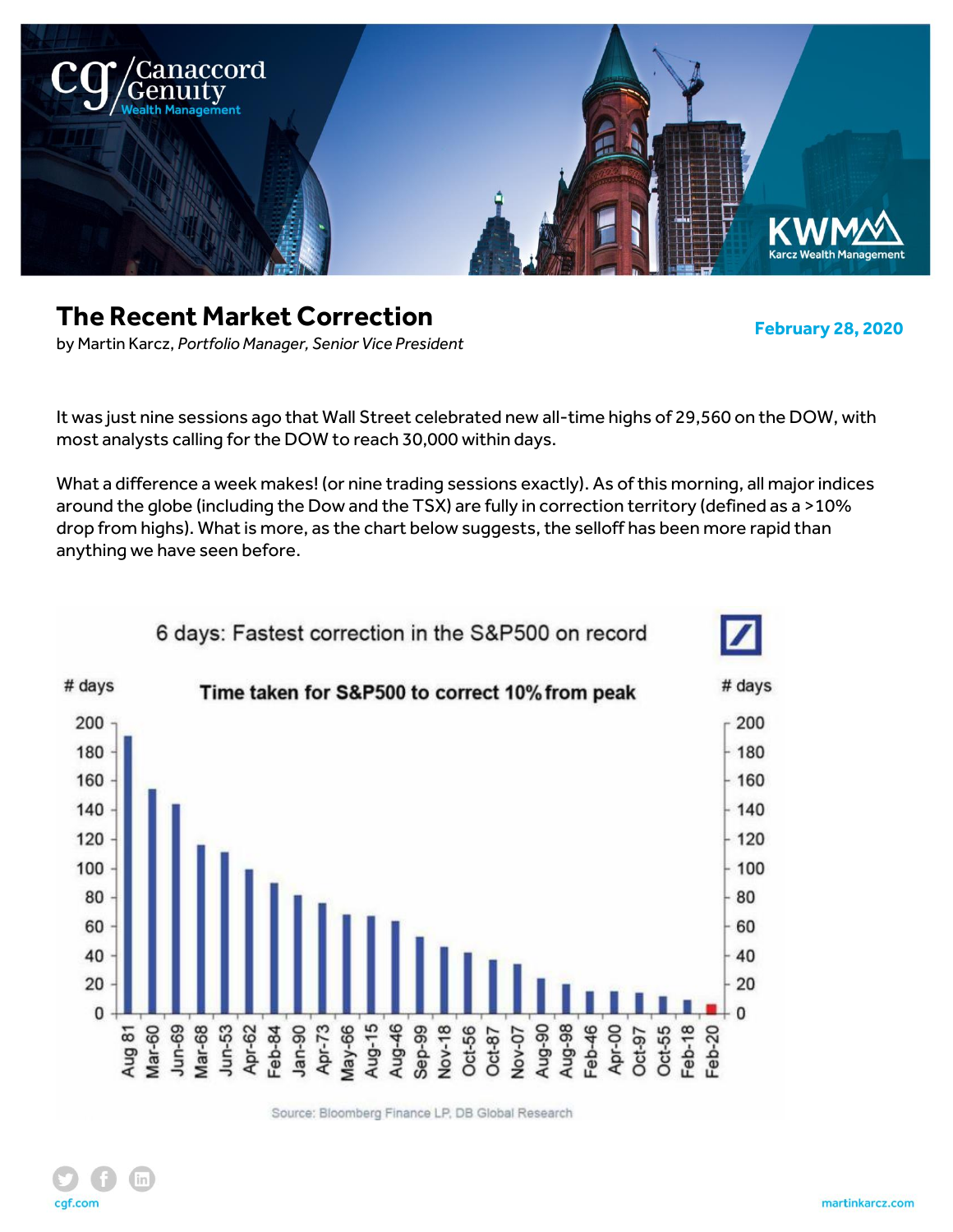# The Recent Market Correction

by Martin Karcz, *Portfolio Manager, Senior Vice President*

**February 28, 2020**

It was just nine sessions ago that Wall Street celebrated new all-time highs of 29,560 on the DOW, with most analysts calling for the DOW to reach 30,000 within days.

What a difference a week makes! (or nine trading sessions exactly). As of this morning, all major indices around the globe (including the Dow and the TSX) are fully in correction territory (defined as a >10% drop from highs). What is more, as the chart below suggests, the selloff has been more rapid than anything we have seen before.

6 days: Fastest correction in the S&P500 on record

Time taken for S&P500 to correct 10% from peak

Source: Bloomberg Finance LP, DB Global Research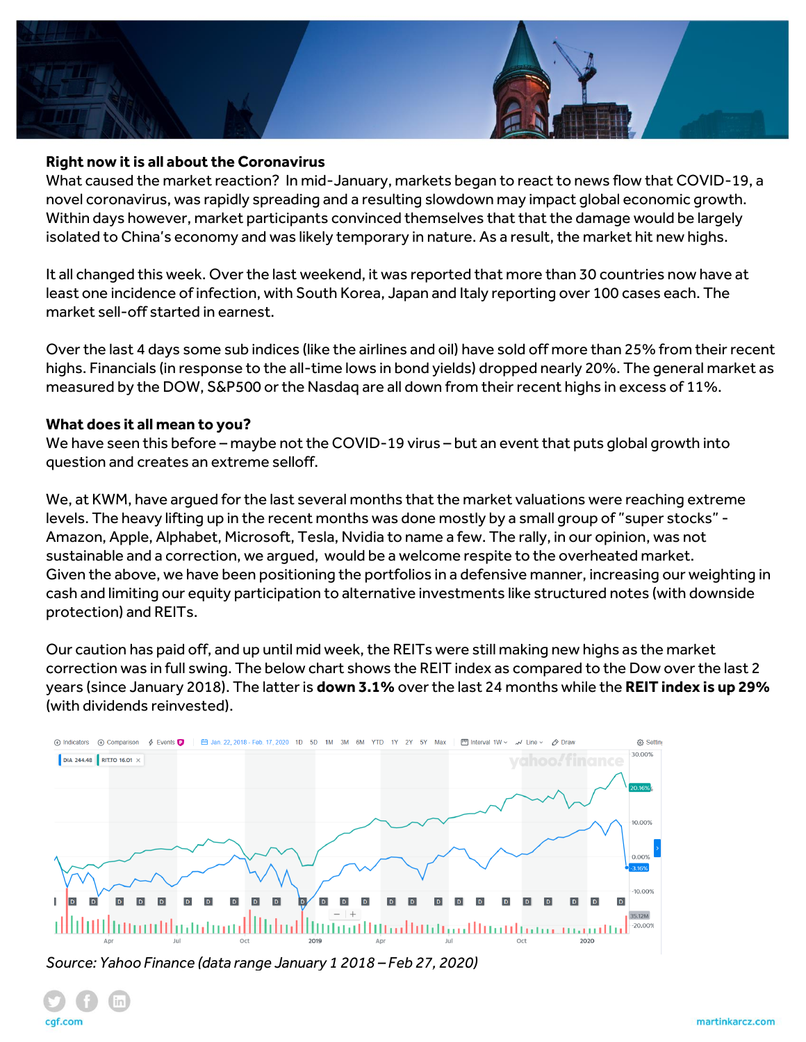**Right now it is all about the Coronavirus**

What caused the market reaction? In mid-January, markets began to react to news flow that COVID-19, a novel coronavirus, was rapidly spreading and a resulting slowdown may impact global economic growth. Within days however, market participants convinced themselves that that the damage would be largely isolated to China's economy and was likely temporary in nature. As a result, the market hit new highs.

It all changed this week. Over the last weekend, it was reported that more than 30 countries now have at least one incidence of infection, with South Korea, Japan and Italy reporting over 100 cases each. The market sell-off started in earnest.

Over the last 4 days some sub indices (like the airlines and oil) have sold off more than 25% from their recent highs. Financials (in response to the all-time lows in bond yields) dropped nearly 20%. The general market as measured by the DOW, S&P500 or the Nasdaq are all down from their recent highs in excess of 11%.

**What does it all mean to you?**

We have seen this before – maybe not the COVID-19 virus – but an event that puts global growth into question and creates an extreme selloff.

We, at KWM, have argued for the last several months that the market valuations were reaching extreme levels. The heavy lifting up in the recent months was done mostly by a small group of "super stocks" - Amazon, Apple, Alphabet, Microsoft, Tesla, Nvidia to name a few. The rally, in our opinion, was not sustainable and a correction, we argued, would be a welcome respite to the overheated market. Given the above, we have been positioning the portfolios in a defensive manner, increasing our weighting in cash and limiting our equity participation to alternative investments like structured notes (with downside protection) and REITs.

Our caution has paid off, and up until mid week, the REITs were still making new highs as the market correction was in full swing. The below chart shows the REIT index as compared to the Dow over the last 2 years (since January 2018). The latter is **down 3.1%** over the last 24 months while the **REIT index is up 29%** (with dividends reinvested).

*Source: Yahoo Finance (data range January 1 2018 – Feb 27, 2020)*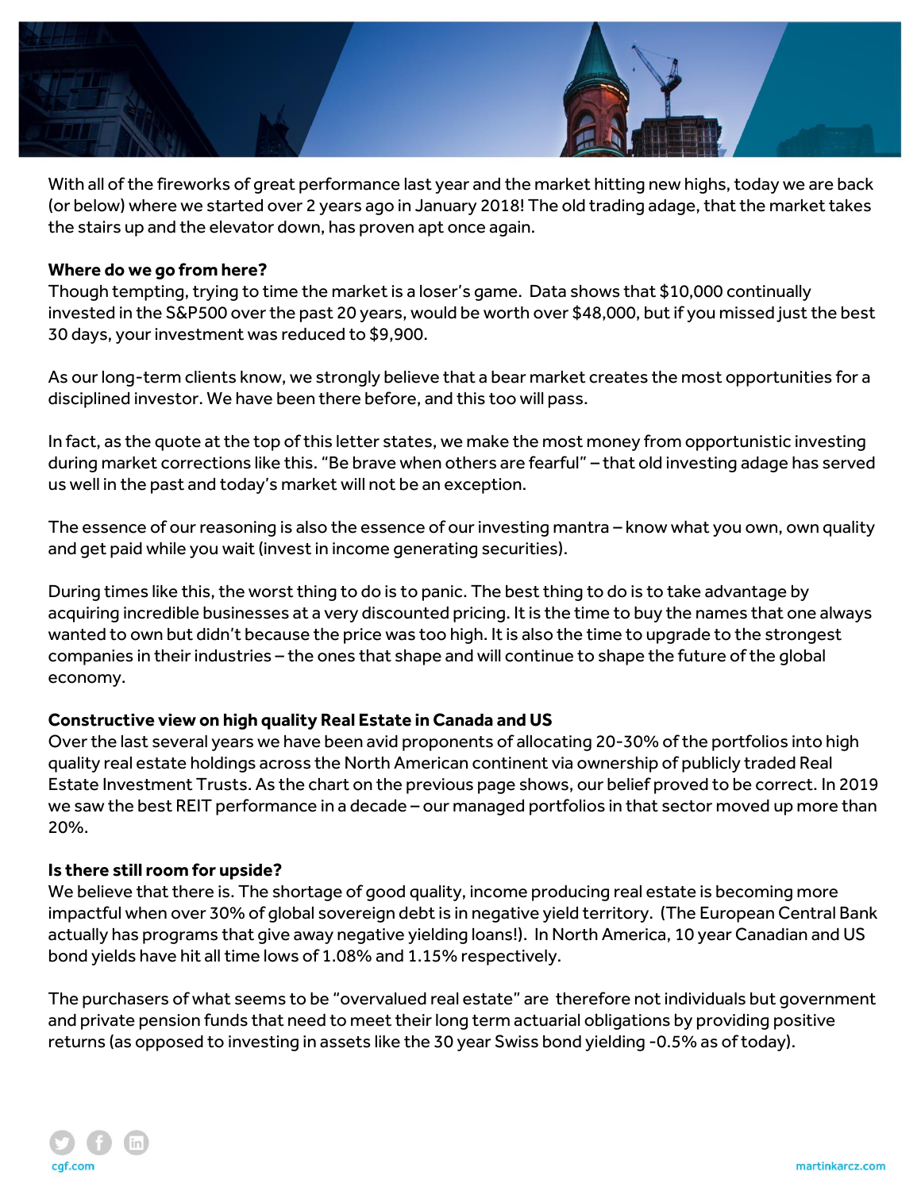With all of the fireworks of great performance last year and the market hitting new highs, today we are back (or below) where we started over 2 years ago in January 2018! The old trading adage, that the market takes the stairs up and the elevator down, has proven apt once again.

**Where do we go from here?**
Though tempting, trying to time the market is a loser's game. Data shows that $10,000 continually invested in the S&P500 over the past 20 years, would be worth over $48,000, but if you missed just the best 30 days, your investment was reduced to $9,900.

As our long-term clients know, we strongly believe that a bear market creates the most opportunities for a disciplined investor. We have been there before, and this too will pass.

In fact, as the quote at the top of this letter states, we make the most money from opportunistic investing during market corrections like this. "Be brave when others are fearful" – that old investing adage has served us well in the past and today's market will not be an exception.

The essence of our reasoning is also the essence of our investing mantra – know what you own, own quality and get paid while you wait (invest in income generating securities).

During times like this, the worst thing to do is to panic. The best thing to do is to take advantage by acquiring incredible businesses at a very discounted pricing. It is the time to buy the names that one always wanted to own but didn't because the price was too high. It is also the time to upgrade to the strongest companies in their industries – the ones that shape and will continue to shape the future of the global economy.

**Constructive view on high quality Real Estate in Canada and US**
Over the last several years we have been avid proponents of allocating 20-30% of the portfolios into high quality real estate holdings across the North American continent via ownership of publicly traded Real Estate Investment Trusts. As the chart on the previous page shows, our belief proved to be correct. In 2019 we saw the best REIT performance in a decade – our managed portfolios in that sector moved up more than 20%.

**Is there still room for upside?**
We believe that there is. The shortage of good quality, income producing real estate is becoming more impactful when over 30% of global sovereign debt is in negative yield territory. (The European Central Bank actually has programs that give away negative yielding loans!). In North America, 10 year Canadian and US bond yields have hit all time lows of 1.08% and 1.15% respectively.

The purchasers of what seems to be "overvalued real estate" are therefore not individuals but government and private pension funds that need to meet their long term actuarial obligations by providing positive returns (as opposed to investing in assets like the 30 year Swiss bond yielding -0.5% as of today).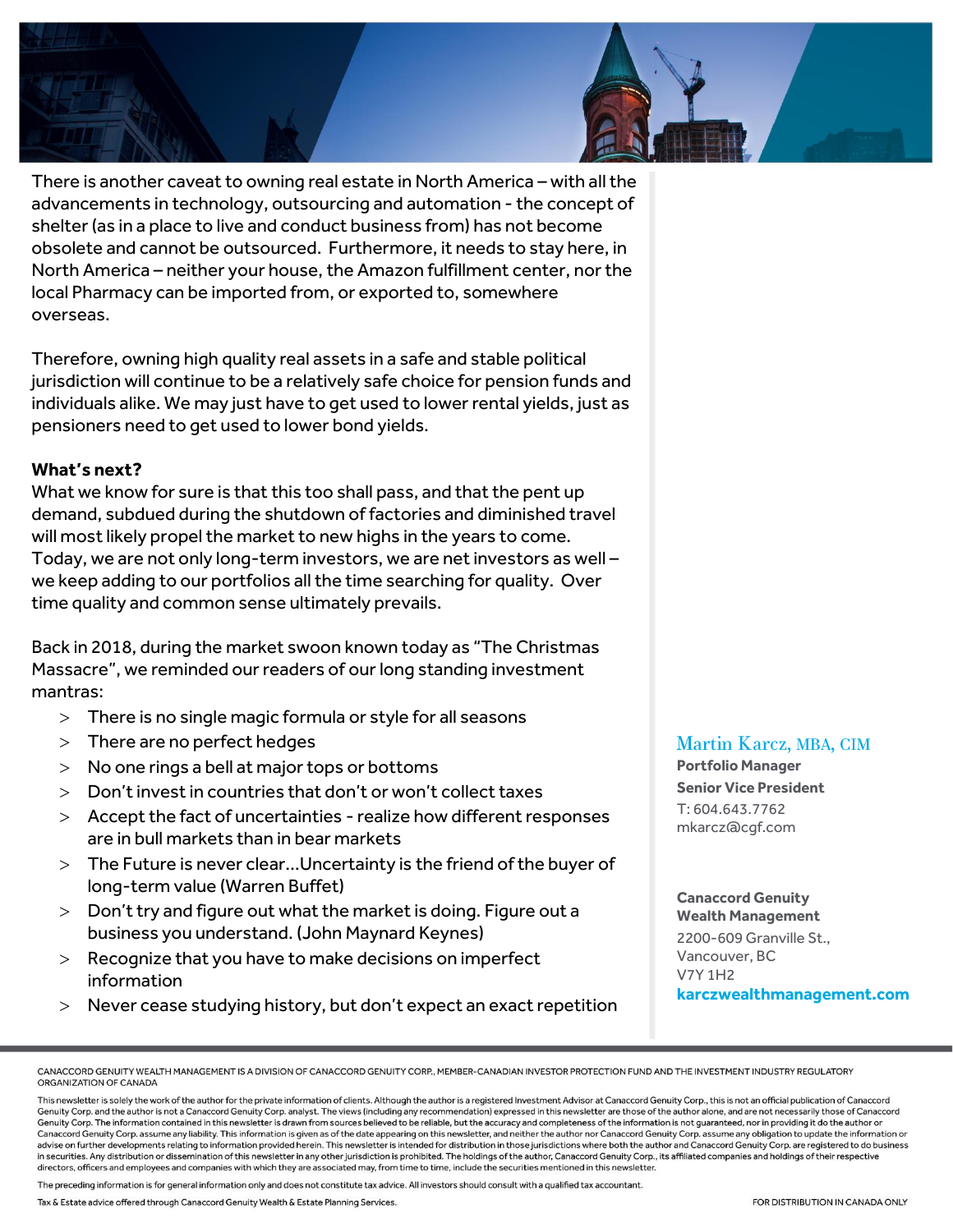There is another caveat to owning real estate in North America – with all the advancements in technology, outsourcing and automation - the concept of shelter (as in a place to live and conduct business from) has not become obsolete and cannot be outsourced. Furthermore, it needs to stay here, in North America – neither your house, the Amazon fulfillment center, nor the local Pharmacy can be imported from, or exported to, somewhere overseas.

Therefore, owning high quality real assets in a safe and stable political jurisdiction will continue to be a relatively safe choice for pension funds and individuals alike. We may just have to get used to lower rental yields, just as pensioners need to get used to lower bond yields.

**What's next?**

What we know for sure is that this too shall pass, and that the pent up demand, subdued during the shutdown of factories and diminished travel will most likely propel the market to new highs in the years to come. Today, we are not only long-term investors, we are net investors as well – we keep adding to our portfolios all the time searching for quality. Over time quality and common sense ultimately prevails.

Back in 2018, during the market swoon known today as "The Christmas Massacre", we reminded our readers of our long standing investment mantras:

- There is no single magic formula or style for all seasons
- There are no perfect hedges
- No one rings a bell at major tops or bottoms
- Don't invest in countries that don't or won't collect taxes
- Accept the fact of uncertainties - realize how different responses are in bull markets than in bear markets
- The Future is never clear…Uncertainty is the friend of the buyer of long-term value (Warren Buffet)
- Don't try and figure out what the market is doing. Figure out a business you understand. (John Maynard Keynes)
- Recognize that you have to make decisions on imperfect information
- Never cease studying history, but don't expect an exact repetition

**Martin Karcz, MBA, CIM**
**Portfolio Manager**
**Senior Vice President**
T: 604.643.7762
mkarcz@cgf.com

**Canaccord Genuity Wealth Management**
2200-609 Granville St.,
Vancouver, BC
V7Y 1H2
**karczwealthmanagement.com**

CANACCORD GENUITY WEALTH MANAGEMENT IS A DIVISION OF CANACCORD GENUITY CORP., MEMBER-CANADIAN INVESTOR PROTECTION FUND AND THE INVESTMENT INDUSTRY REGULATORY ORGANIZATION OF CANADA

This newsletter is solely the work of the author for the private information of clients. Although the author is a registered Investment Advisor at Canaccord Genuity Corp., this is not an official publication of Canaccord Genuity Corp. and the author is not a Canaccord Genuity Corp. analyst. The views (including any recommendation) expressed in this newsletter are those of the author alone, and are not necessarily those of Canaccord Genuity Corp. The information contained in this newsletter is drawn from sources believed to be reliable, but the accuracy and completeness of the information is not guaranteed, nor in providing it do the author or Canaccord Genuity Corp. assume any liability. This information is given as of the date appearing on this newsletter, and neither the author nor Canaccord Genuity Corp. assume any obligation to update the information or advise on further developments relating to information provided herein. This newsletter is intended for distribution in those jurisdictions where both the author and Canaccord Genuity Corp. are registered to do business in securities. Any distribution or dissemination of this newsletter in any other jurisdiction is prohibited. The holdings of the author, Canaccord Genuity Corp., its affiliated companies and holdings of their respective directors, officers and employees and companies with which they are associated may, from time to time, include the securities mentioned in this newsletter.

The preceding information is for general information only and does not constitute tax advice. All investors should consult with a qualified tax accountant.

Tax & Estate advice offered through Canaccord Genuity Wealth & Estate Planning Services.

FOR DISTRIBUTION IN CANADA ONLY